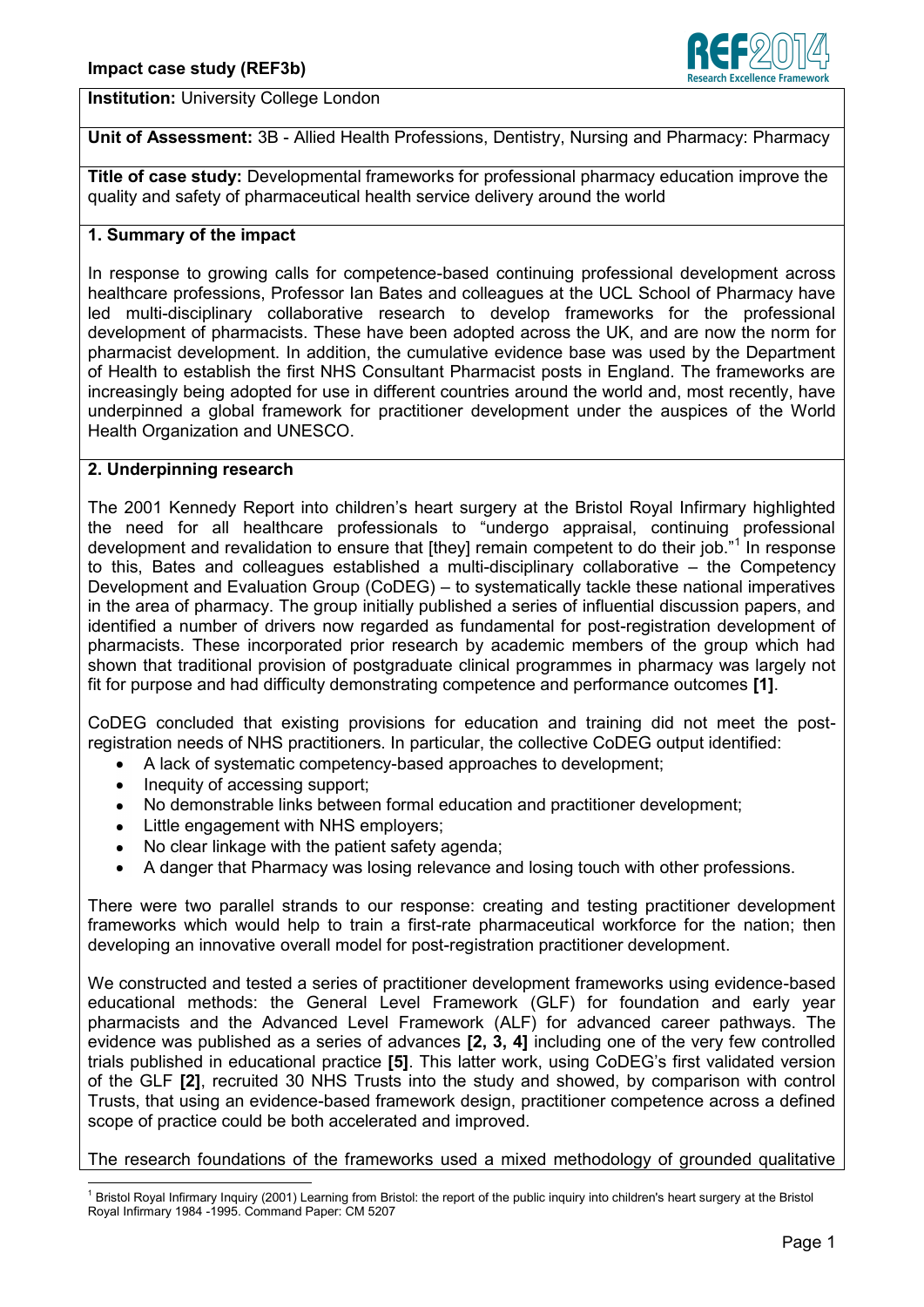**Institution:** University College London

**Unit of Assessment:** 3B - Allied Health Professions, Dentistry, Nursing and Pharmacy: Pharmacy

**Title of case study:** Developmental frameworks for professional pharmacy education improve the quality and safety of pharmaceutical health service delivery around the world

## 1. Summary of the impact

In response to growing calls for competence-based continuing professional development across healthcare professions, Professor Ian Bates and colleagues at the UCL School of Pharmacy have led multi-disciplinary collaborative research to develop frameworks for the professional development of pharmacists. These have been adopted across the UK, and are now the norm for pharmacist development. In addition, the cumulative evidence base was used by the Department of Health to establish the first NHS Consultant Pharmacist posts in England. The frameworks are increasingly being adopted for use in different countries around the world and, most recently, have underpinned a global framework for practitioner development under the auspices of the World Health Organization and UNESCO.

## 2. Underpinning research

The 2001 Kennedy Report into children's heart surgery at the Bristol Royal Infirmary highlighted the need for all healthcare professionals to "undergo appraisal, continuing professional development and revalidation to ensure that [they] remain competent to do their job."[1] In response to this, Bates and colleagues established a multi-disciplinary collaborative – the Competency Development and Evaluation Group (CoDEG) – to systematically tackle these national imperatives in the area of pharmacy. The group initially published a series of influential discussion papers, and identified a number of drivers now regarded as fundamental for post-registration development of pharmacists. These incorporated prior research by academic members of the group which had shown that traditional provision of postgraduate clinical programmes in pharmacy was largely not fit for purpose and had difficulty demonstrating competence and performance outcomes **[1]**.

CoDEG concluded that existing provisions for education and training did not meet the post-registration needs of NHS practitioners. In particular, the collective CoDEG output identified:

- A lack of systematic competency-based approaches to development;
- Inequity of accessing support;
- No demonstrable links between formal education and practitioner development;
- Little engagement with NHS employers;
- No clear linkage with the patient safety agenda;
- A danger that Pharmacy was losing relevance and losing touch with other professions.

There were two parallel strands to our response: creating and testing practitioner development frameworks which would help to train a first-rate pharmaceutical workforce for the nation; then developing an innovative overall model for post-registration practitioner development.

We constructed and tested a series of practitioner development frameworks using evidence-based educational methods: the General Level Framework (GLF) for foundation and early year pharmacists and the Advanced Level Framework (ALF) for advanced career pathways. The evidence was published as a series of advances **[2, 3, 4]** including one of the very few controlled trials published in educational practice **[5]**. This latter work, using CoDEG's first validated version of the GLF **[2]**, recruited 30 NHS Trusts into the study and showed, by comparison with control Trusts, that using an evidence-based framework design, practitioner competence across a defined scope of practice could be both accelerated and improved.

The research foundations of the frameworks used a mixed methodology of grounded qualitative

[1] Bristol Royal Infirmary Inquiry (2001) Learning from Bristol: the report of the public inquiry into children's heart surgery at the Bristol Royal Infirmary 1984 -1995. Command Paper: CM 5207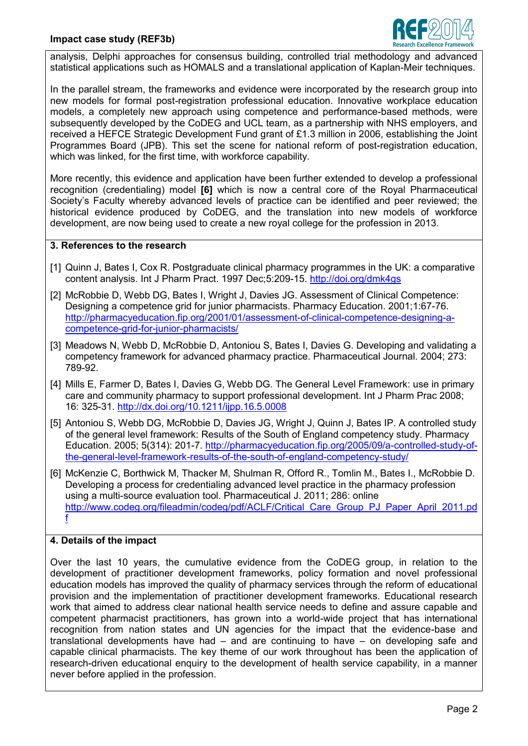analysis, Delphi approaches for consensus building, controlled trial methodology and advanced statistical applications such as HOMALS and a translational application of Kaplan-Meir techniques.

In the parallel stream, the frameworks and evidence were incorporated by the research group into new models for formal post-registration professional education. Innovative workplace education models, a completely new approach using competence and performance-based methods, were subsequently developed by the CoDEG and UCL team, as a partnership with NHS employers, and received a HEFCE Strategic Development Fund grant of £1.3 million in 2006, establishing the Joint Programmes Board (JPB). This set the scene for national reform of post-registration education, which was linked, for the first time, with workforce capability.

More recently, this evidence and application have been further extended to develop a professional recognition (credentialing) model **[6]** which is now a central core of the Royal Pharmaceutical Society's Faculty whereby advanced levels of practice can be identified and peer reviewed; the historical evidence produced by CoDEG, and the translation into new models of workforce development, are now being used to create a new royal college for the profession in 2013.

## 3. References to the research

[1] Quinn J, Bates I, Cox R. Postgraduate clinical pharmacy programmes in the UK: a comparative content analysis. Int J Pharm Pract. 1997 Dec;5:209-15. http://doi.org/dmk4gs

[2] McRobbie D, Webb DG, Bates I, Wright J, Davies JG. Assessment of Clinical Competence: Designing a competence grid for junior pharmacists. Pharmacy Education. 2001;1:67-76. http://pharmacyeducation.fip.org/2001/01/assessment-of-clinical-competence-designing-a-competence-grid-for-junior-pharmacists/

[3] Meadows N, Webb D, McRobbie D, Antoniou S, Bates I, Davies G. Developing and validating a competency framework for advanced pharmacy practice. Pharmaceutical Journal. 2004; 273: 789-92.

[4] Mills E, Farmer D, Bates I, Davies G, Webb DG. The General Level Framework: use in primary care and community pharmacy to support professional development. Int J Pharm Prac 2008; 16: 325-31. http://dx.doi.org/10.1211/ijpp.16.5.0008

[5] Antoniou S, Webb DG, McRobbie D, Davies JG, Wright J, Quinn J, Bates IP. A controlled study of the general level framework: Results of the South of England competency study. Pharmacy Education. 2005; 5(314): 201-7. http://pharmacyeducation.fip.org/2005/09/a-controlled-study-of-the-general-level-framework-results-of-the-south-of-england-competency-study/

[6] McKenzie C, Borthwick M, Thacker M, Shulman R, Offord R., Tomlin M., Bates I., McRobbie D. Developing a process for credentialing advanced level practice in the pharmacy profession using a multi-source evaluation tool. Pharmaceutical J. 2011; 286: online http://www.codeg.org/fileadmin/codeg/pdf/ACLF/Critical_Care_Group_PJ_Paper_April_2011.pdf

## 4. Details of the impact

Over the last 10 years, the cumulative evidence from the CoDEG group, in relation to the development of practitioner development frameworks, policy formation and novel professional education models has improved the quality of pharmacy services through the reform of educational provision and the implementation of practitioner development frameworks. Educational research work that aimed to address clear national health service needs to define and assure capable and competent pharmacist practitioners, has grown into a world-wide project that has international recognition from nation states and UN agencies for the impact that the evidence-base and translational developments have had – and are continuing to have – on developing safe and capable clinical pharmacists. The key theme of our work throughout has been the application of research-driven educational enquiry to the development of health service capability, in a manner never before applied in the profession.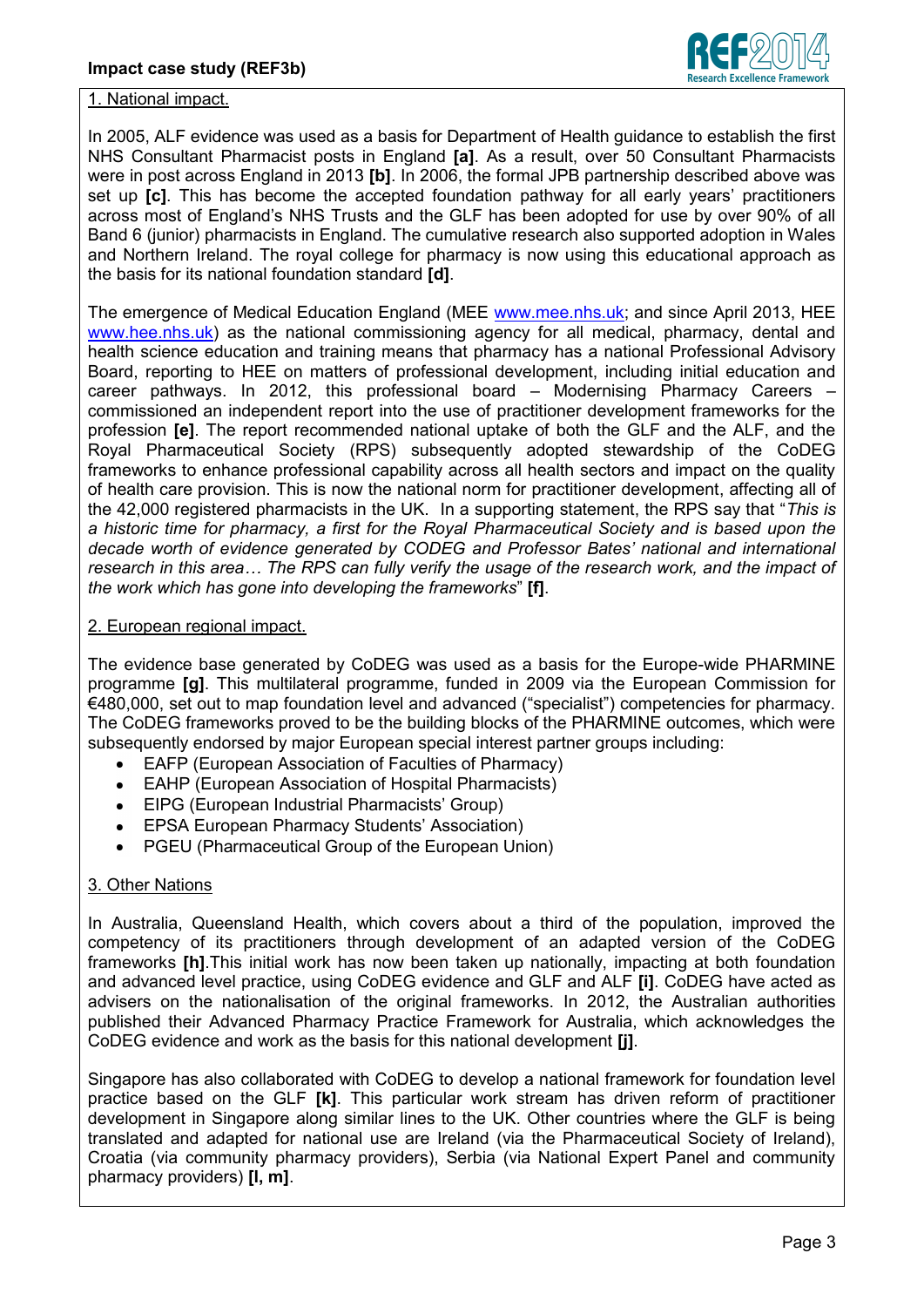1. National impact.

In 2005, ALF evidence was used as a basis for Department of Health guidance to establish the first NHS Consultant Pharmacist posts in England **[a]**. As a result, over 50 Consultant Pharmacists were in post across England in 2013 **[b]**. In 2006, the formal JPB partnership described above was set up **[c]**. This has become the accepted foundation pathway for all early years' practitioners across most of England's NHS Trusts and the GLF has been adopted for use by over 90% of all Band 6 (junior) pharmacists in England. The cumulative research also supported adoption in Wales and Northern Ireland. The royal college for pharmacy is now using this educational approach as the basis for its national foundation standard **[d]**.

The emergence of Medical Education England (MEE www.mee.nhs.uk; and since April 2013, HEE www.hee.nhs.uk) as the national commissioning agency for all medical, pharmacy, dental and health science education and training means that pharmacy has a national Professional Advisory Board, reporting to HEE on matters of professional development, including initial education and career pathways. In 2012, this professional board – Modernising Pharmacy Careers – commissioned an independent report into the use of practitioner development frameworks for the profession **[e]**. The report recommended national uptake of both the GLF and the ALF, and the Royal Pharmaceutical Society (RPS) subsequently adopted stewardship of the CoDEG frameworks to enhance professional capability across all health sectors and impact on the quality of health care provision. This is now the national norm for practitioner development, affecting all of the 42,000 registered pharmacists in the UK. In a supporting statement, the RPS say that "*This is a historic time for pharmacy, a first for the Royal Pharmaceutical Society and is based upon the decade worth of evidence generated by CODEG and Professor Bates' national and international research in this area… The RPS can fully verify the usage of the research work, and the impact of the work which has gone into developing the frameworks*" **[f]**.

2. European regional impact.

The evidence base generated by CoDEG was used as a basis for the Europe-wide PHARMINE programme **[g]**. This multilateral programme, funded in 2009 via the European Commission for €480,000, set out to map foundation level and advanced ("specialist") competencies for pharmacy. The CoDEG frameworks proved to be the building blocks of the PHARMINE outcomes, which were subsequently endorsed by major European special interest partner groups including:

- EAFP (European Association of Faculties of Pharmacy)
- EAHP (European Association of Hospital Pharmacists)
- EIPG (European Industrial Pharmacists' Group)
- EPSA European Pharmacy Students' Association)
- PGEU (Pharmaceutical Group of the European Union)

3. Other Nations

In Australia, Queensland Health, which covers about a third of the population, improved the competency of its practitioners through development of an adapted version of the CoDEG frameworks **[h]**.This initial work has now been taken up nationally, impacting at both foundation and advanced level practice, using CoDEG evidence and GLF and ALF **[i]**. CoDEG have acted as advisers on the nationalisation of the original frameworks. In 2012, the Australian authorities published their Advanced Pharmacy Practice Framework for Australia, which acknowledges the CoDEG evidence and work as the basis for this national development **[j]**.

Singapore has also collaborated with CoDEG to develop a national framework for foundation level practice based on the GLF **[k]**. This particular work stream has driven reform of practitioner development in Singapore along similar lines to the UK. Other countries where the GLF is being translated and adapted for national use are Ireland (via the Pharmaceutical Society of Ireland), Croatia (via community pharmacy providers), Serbia (via National Expert Panel and community pharmacy providers) **[l, m]**.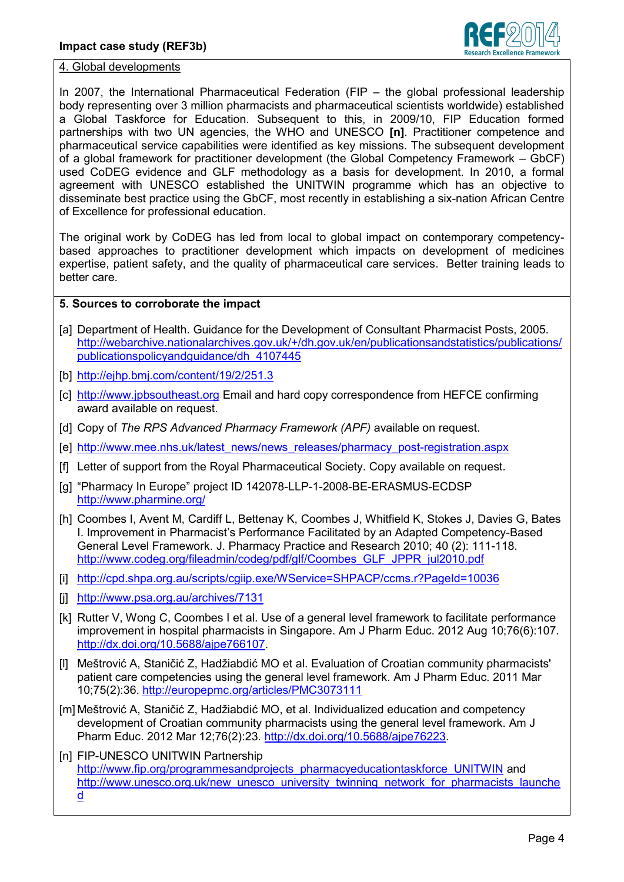## 4. Global developments

In 2007, the International Pharmaceutical Federation (FIP – the global professional leadership body representing over 3 million pharmacists and pharmaceutical scientists worldwide) established a Global Taskforce for Education. Subsequent to this, in 2009/10, FIP Education formed partnerships with two UN agencies, the WHO and UNESCO **[n]**. Practitioner competence and pharmaceutical service capabilities were identified as key missions. The subsequent development of a global framework for practitioner development (the Global Competency Framework – GbCF) used CoDEG evidence and GLF methodology as a basis for development. In 2010, a formal agreement with UNESCO established the UNITWIN programme which has an objective to disseminate best practice using the GbCF, most recently in establishing a six-nation African Centre of Excellence for professional education.

The original work by CoDEG has led from local to global impact on contemporary competency-based approaches to practitioner development which impacts on development of medicines expertise, patient safety, and the quality of pharmaceutical care services. Better training leads to better care.

## 5. Sources to corroborate the impact

[a] Department of Health. Guidance for the Development of Consultant Pharmacist Posts, 2005. http://webarchive.nationalarchives.gov.uk/+/dh.gov.uk/en/publicationsandstatistics/publications/publicationspolicyandguidance/dh_4107445

[b] http://ejhp.bmj.com/content/19/2/251.3

[c] http://www.jpbsoutheast.org Email and hard copy correspondence from HEFCE confirming award available on request.

[d] Copy of *The RPS Advanced Pharmacy Framework (APF)* available on request.

[e] http://www.mee.nhs.uk/latest_news/news_releases/pharmacy_post-registration.aspx

[f] Letter of support from the Royal Pharmaceutical Society. Copy available on request.

[g] "Pharmacy In Europe" project ID 142078-LLP-1-2008-BE-ERASMUS-ECDSP http://www.pharmine.org/

[h] Coombes I, Avent M, Cardiff L, Bettenay K, Coombes J, Whitfield K, Stokes J, Davies G, Bates I. Improvement in Pharmacist's Performance Facilitated by an Adapted Competency-Based General Level Framework. J. Pharmacy Practice and Research 2010; 40 (2): 111-118. http://www.codeg.org/fileadmin/codeg/pdf/glf/Coombes_GLF_JPPR_jul2010.pdf

[i] http://cpd.shpa.org.au/scripts/cgiip.exe/WService=SHPACP/ccms.r?PageId=10036

[j] http://www.psa.org.au/archives/7131

[k] Rutter V, Wong C, Coombes I et al. Use of a general level framework to facilitate performance improvement in hospital pharmacists in Singapore. Am J Pharm Educ. 2012 Aug 10;76(6):107. http://dx.doi.org/10.5688/ajpe766107.

[l] Meštrović A, Staničić Z, Hadžiabdić MO et al. Evaluation of Croatian community pharmacists' patient care competencies using the general level framework. Am J Pharm Educ. 2011 Mar 10;75(2):36. http://europepmc.org/articles/PMC3073111

[m] Meštrović A, Staničić Z, Hadžiabdić MO, et al. Individualized education and competency development of Croatian community pharmacists using the general level framework. Am J Pharm Educ. 2012 Mar 12;76(2):23. http://dx.doi.org/10.5688/ajpe76223.

[n] FIP-UNESCO UNITWIN Partnership http://www.fip.org/programmesandprojects_pharmacyeducationtaskforce_UNITWIN and http://www.unesco.org.uk/new_unesco_university_twinning_network_for_pharmacists_launched